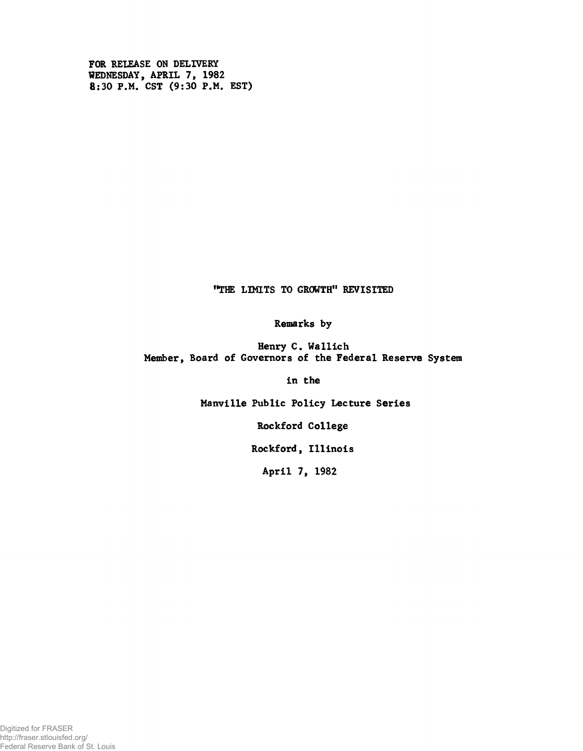FOR RELEASE ON DELIVERY
WEDNESDAY, APRIL 7, 1982
8:30 P.M. CST (9:30 P.M. EST)

# "THE LIMITS TO GROWTH" REVISITED

Remarks by

Henry C. Wallich
Member, Board of Governors of the Federal Reserve System

in the

Manville Public Policy Lecture Series

Rockford College

Rockford, Illinois

April 7, 1982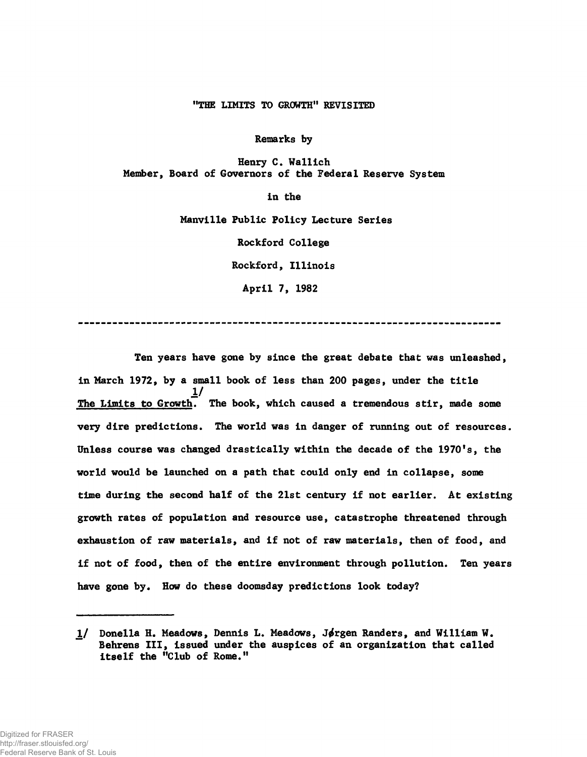"THE LIMITS TO GROWTH" REVISITED

Remarks by

Henry C. Wallich
Member, Board of Governors of the Federal Reserve System

in the

Manville Public Policy Lecture Series

Rockford College

Rockford, Illinois

April 7, 1982

---

Ten years have gone by since the great debate that was unleashed, in March 1972, by a small book of less than 200 pages, under the title The Limits to Growth.[1/] The book, which caused a tremendous stir, made some very dire predictions. The world was in danger of running out of resources. Unless course was changed drastically within the decade of the 1970's, the world would be launched on a path that could only end in collapse, some time during the second half of the 21st century if not earlier. At existing growth rates of population and resource use, catastrophe threatened through exhaustion of raw materials, and if not of raw materials, then of food, and if not of food, then of the entire environment through pollution. Ten years have gone by. How do these doomsday predictions look today?

---

1/ Donella H. Meadows, Dennis L. Meadows, Jørgen Randers, and William W. Behrens III, issued under the auspices of an organization that called itself the "Club of Rome."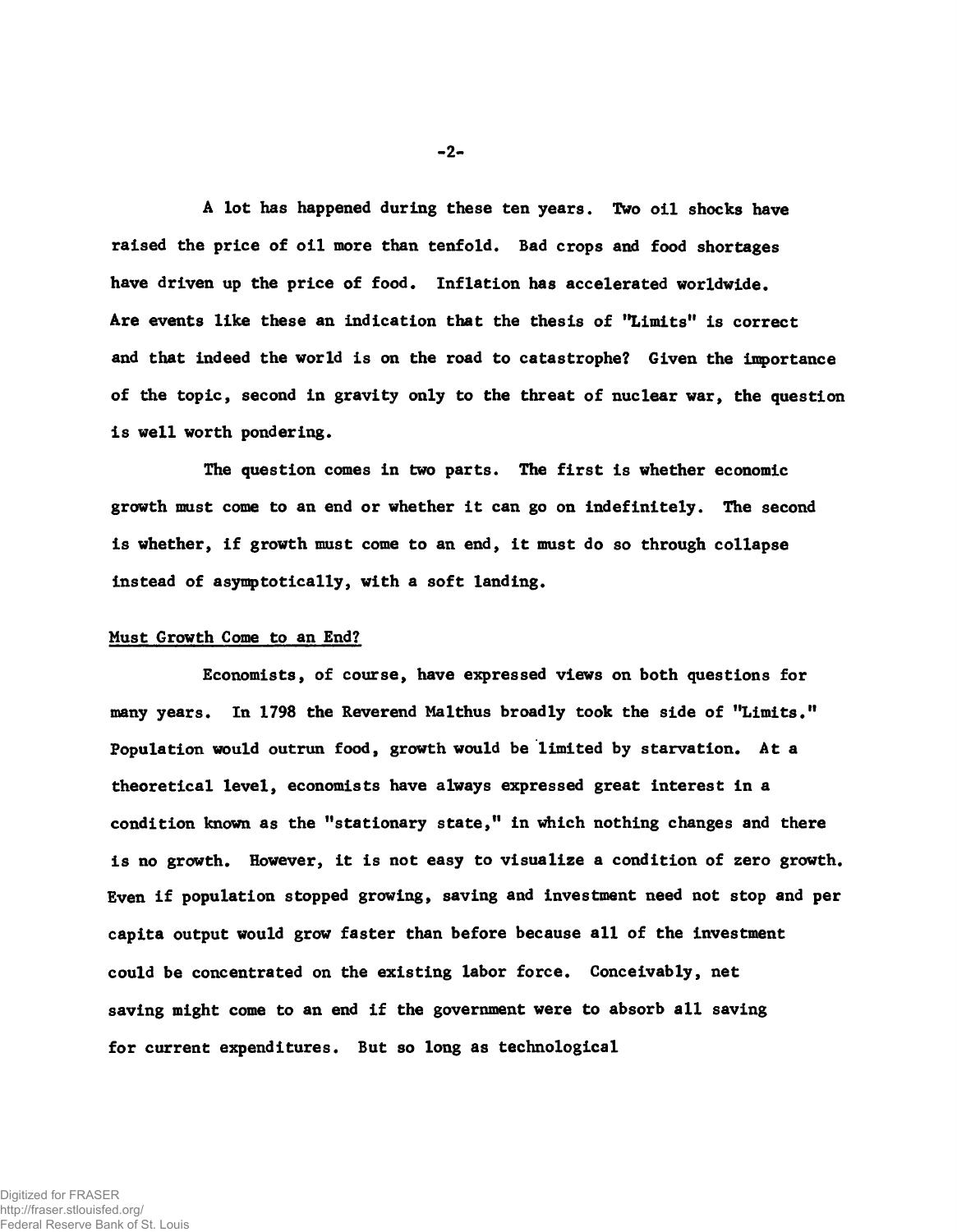A lot has happened during these ten years. Two oil shocks have raised the price of oil more than tenfold. Bad crops and food shortages have driven up the price of food. Inflation has accelerated worldwide. Are events like these an indication that the thesis of "Limits" is correct and that indeed the world is on the road to catastrophe? Given the importance of the topic, second in gravity only to the threat of nuclear war, the question is well worth pondering.

The question comes in two parts. The first is whether economic growth must come to an end or whether it can go on indefinitely. The second is whether, if growth must come to an end, it must do so through collapse instead of asymptotically, with a soft landing.

## Must Growth Come to an End?

Economists, of course, have expressed views on both questions for many years. In 1798 the Reverend Malthus broadly took the side of "Limits." Population would outrun food, growth would be limited by starvation. At a theoretical level, economists have always expressed great interest in a condition known as the "stationary state," in which nothing changes and there is no growth. However, it is not easy to visualize a condition of zero growth. Even if population stopped growing, saving and investment need not stop and per capita output would grow faster than before because all of the investment could be concentrated on the existing labor force. Conceivably, net saving might come to an end if the government were to absorb all saving for current expenditures. But so long as technological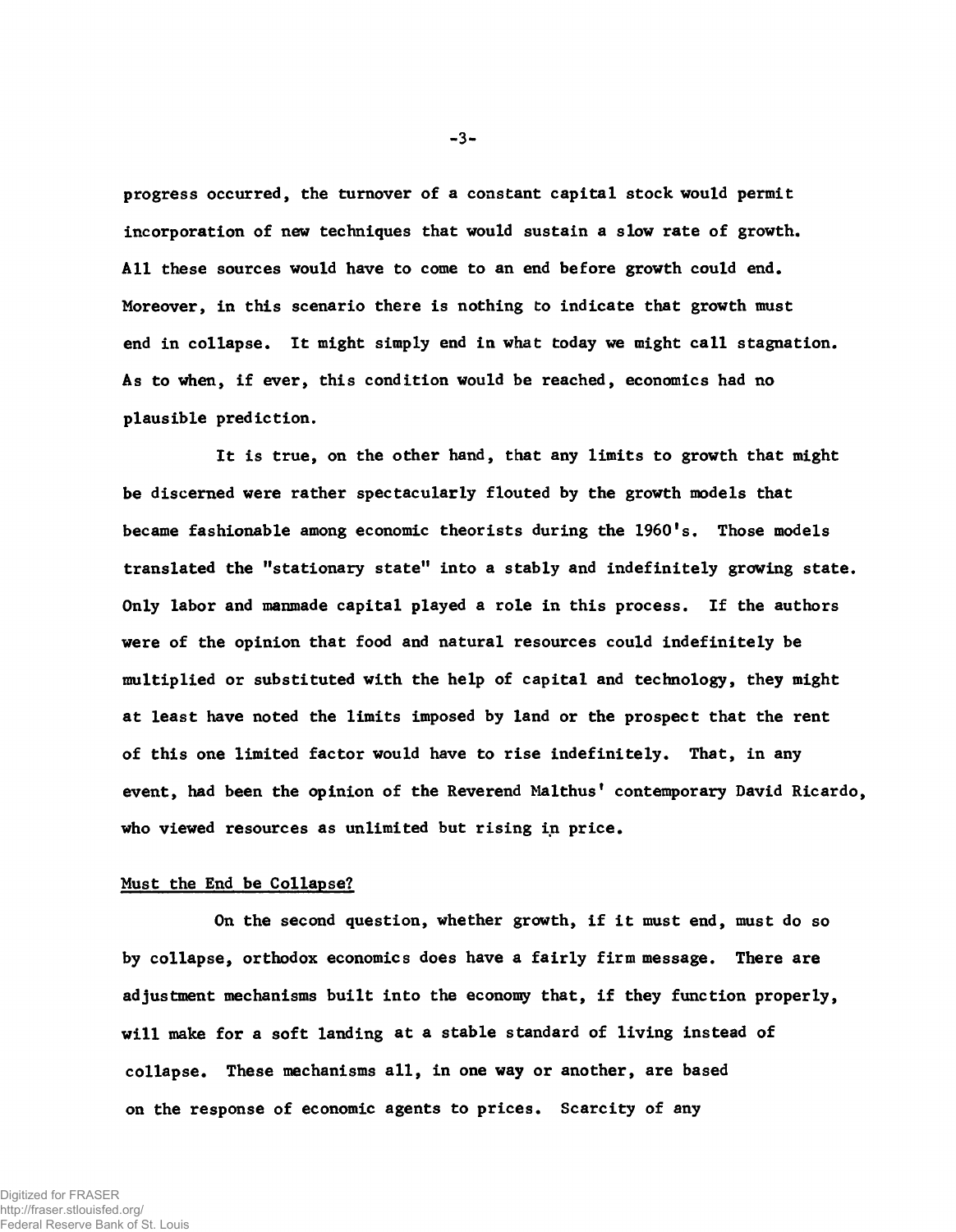progress occurred, the turnover of a constant capital stock would permit incorporation of new techniques that would sustain a slow rate of growth. All these sources would have to come to an end before growth could end. Moreover, in this scenario there is nothing to indicate that growth must end in collapse. It might simply end in what today we might call stagnation. As to when, if ever, this condition would be reached, economics had no plausible prediction.

It is true, on the other hand, that any limits to growth that might be discerned were rather spectacularly flouted by the growth models that became fashionable among economic theorists during the 1960's. Those models translated the "stationary state" into a stably and indefinitely growing state. Only labor and manmade capital played a role in this process. If the authors were of the opinion that food and natural resources could indefinitely be multiplied or substituted with the help of capital and technology, they might at least have noted the limits imposed by land or the prospect that the rent of this one limited factor would have to rise indefinitely. That, in any event, had been the opinion of the Reverend Malthus' contemporary David Ricardo, who viewed resources as unlimited but rising in price.

## Must the End be Collapse?

On the second question, whether growth, if it must end, must do so by collapse, orthodox economics does have a fairly firm message. There are adjustment mechanisms built into the economy that, if they function properly, will make for a soft landing at a stable standard of living instead of collapse. These mechanisms all, in one way or another, are based on the response of economic agents to prices. Scarcity of any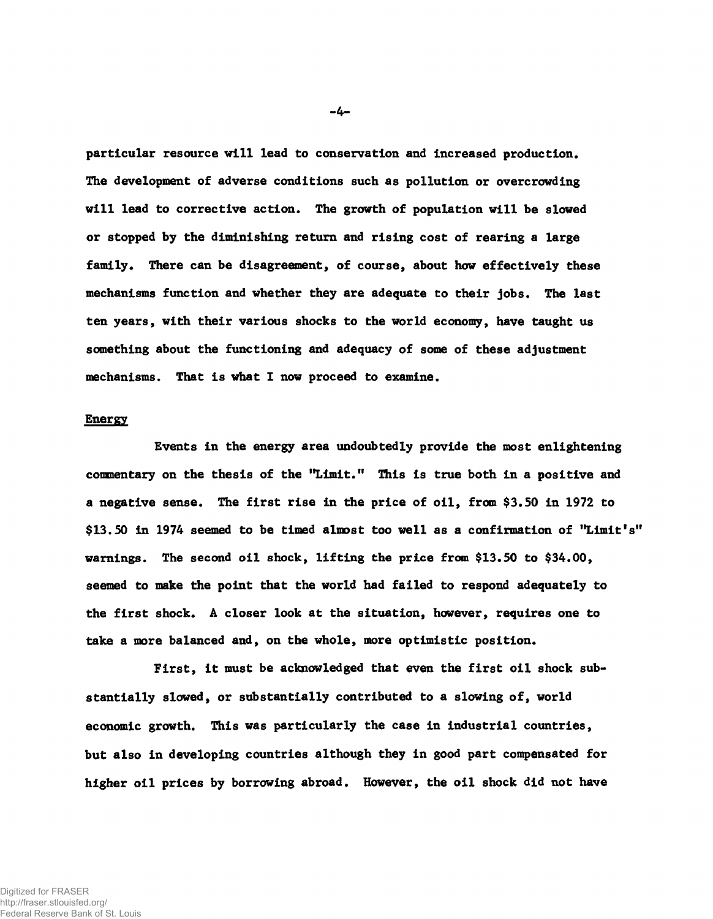particular resource will lead to conservation and increased production. The development of adverse conditions such as pollution or overcrowding will lead to corrective action. The growth of population will be slowed or stopped by the diminishing return and rising cost of rearing a large family. There can be disagreement, of course, about how effectively these mechanisms function and whether they are adequate to their jobs. The last ten years, with their various shocks to the world economy, have taught us something about the functioning and adequacy of some of these adjustment mechanisms. That is what I now proceed to examine.

## Energy

Events in the energy area undoubtedly provide the most enlightening commentary on the thesis of the "Limit." This is true both in a positive and a negative sense. The first rise in the price of oil, from $3.50 in 1972 to $13.50 in 1974 seemed to be timed almost too well as a confirmation of "Limit's" warnings. The second oil shock, lifting the price from $13.50 to $34.00, seemed to make the point that the world had failed to respond adequately to the first shock. A closer look at the situation, however, requires one to take a more balanced and, on the whole, more optimistic position.

First, it must be acknowledged that even the first oil shock substantially slowed, or substantially contributed to a slowing of, world economic growth. This was particularly the case in industrial countries, but also in developing countries although they in good part compensated for higher oil prices by borrowing abroad. However, the oil shock did not have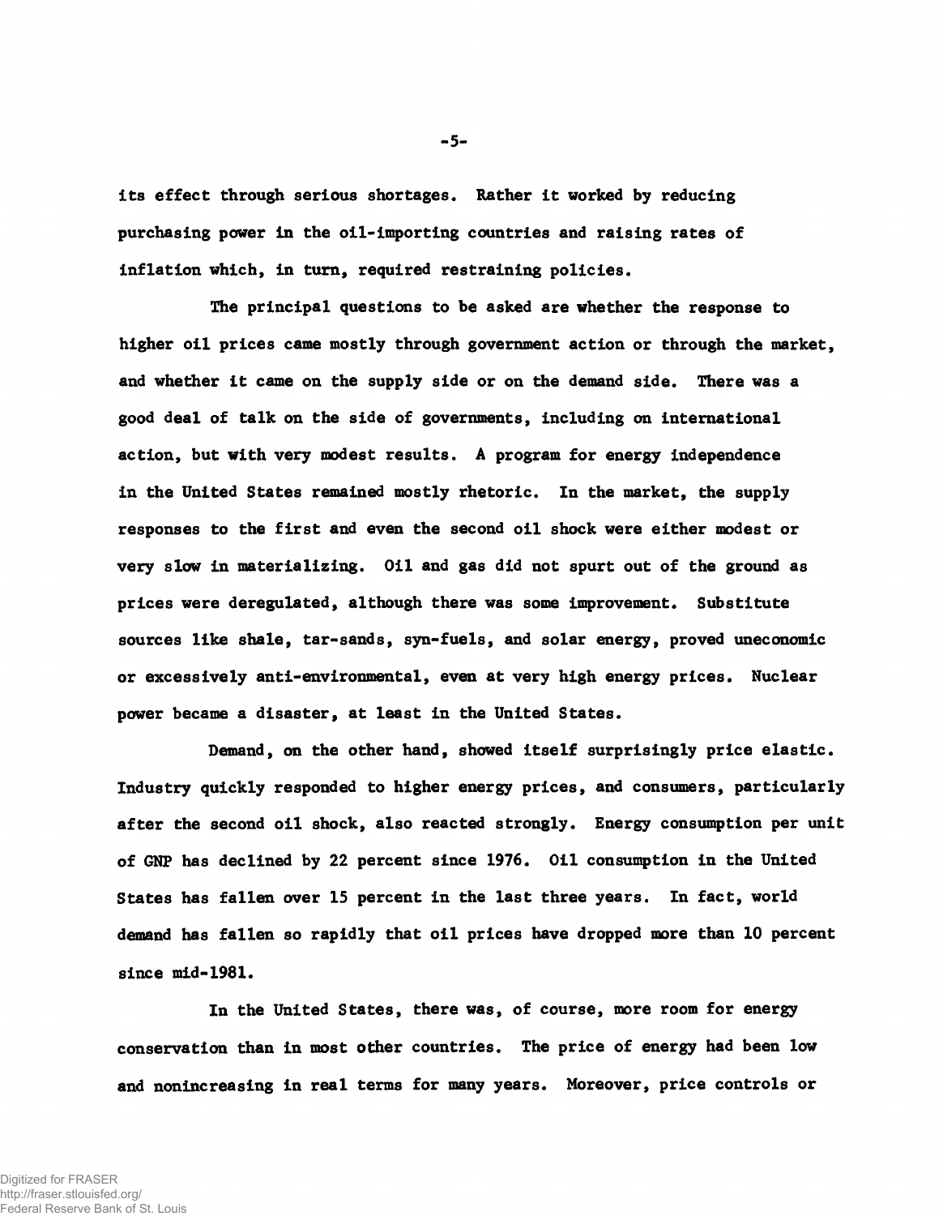its effect through serious shortages. Rather it worked by reducing purchasing power in the oil-importing countries and raising rates of inflation which, in turn, required restraining policies.

The principal questions to be asked are whether the response to higher oil prices came mostly through government action or through the market, and whether it came on the supply side or on the demand side. There was a good deal of talk on the side of governments, including on international action, but with very modest results. A program for energy independence in the United States remained mostly rhetoric. In the market, the supply responses to the first and even the second oil shock were either modest or very slow in materializing. Oil and gas did not spurt out of the ground as prices were deregulated, although there was some improvement. Substitute sources like shale, tar-sands, syn-fuels, and solar energy, proved uneconomic or excessively anti-environmental, even at very high energy prices. Nuclear power became a disaster, at least in the United States.

Demand, on the other hand, showed itself surprisingly price elastic. Industry quickly responded to higher energy prices, and consumers, particularly after the second oil shock, also reacted strongly. Energy consumption per unit of GNP has declined by 22 percent since 1976. Oil consumption in the United States has fallen over 15 percent in the last three years. In fact, world demand has fallen so rapidly that oil prices have dropped more than 10 percent since mid-1981.

In the United States, there was, of course, more room for energy conservation than in most other countries. The price of energy had been low and nonincreasing in real terms for many years. Moreover, price controls or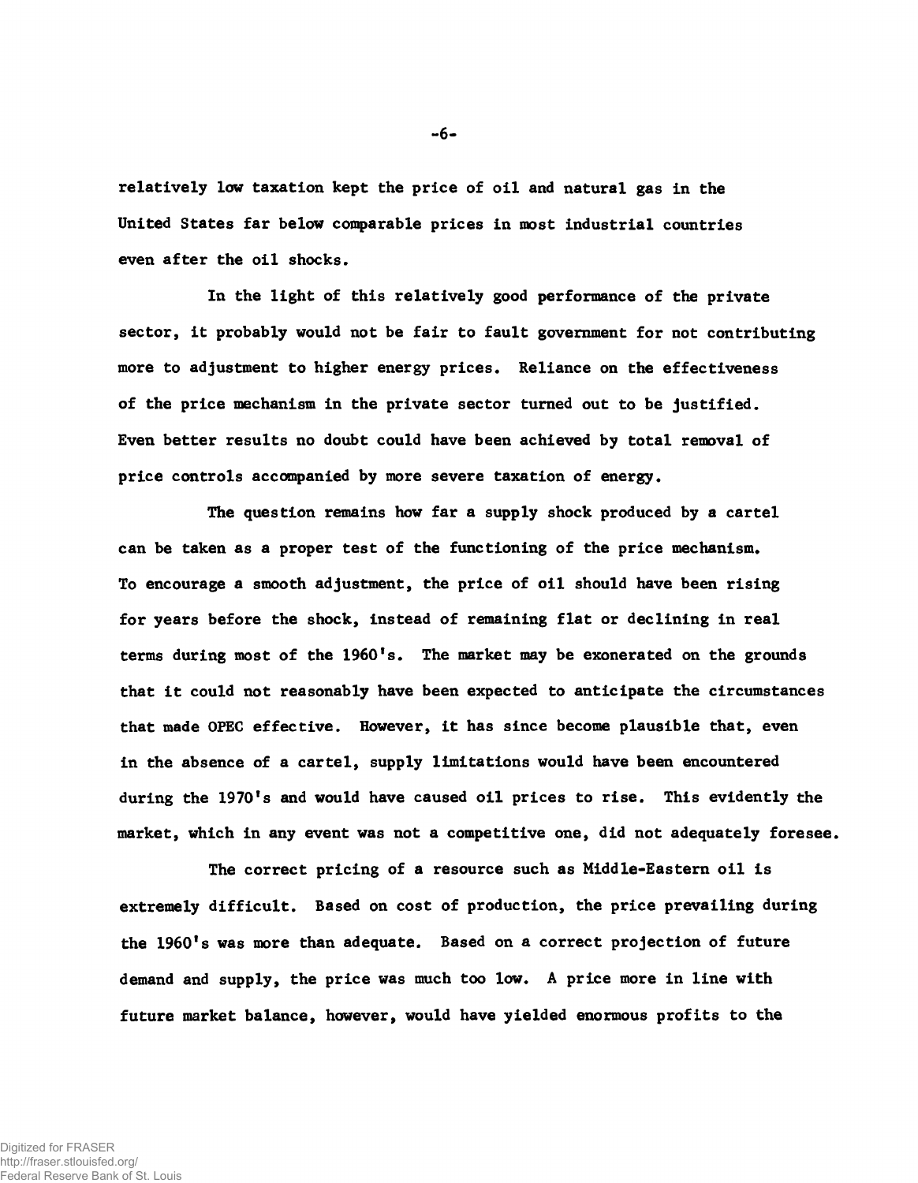relatively low taxation kept the price of oil and natural gas in the United States far below comparable prices in most industrial countries even after the oil shocks.

In the light of this relatively good performance of the private sector, it probably would not be fair to fault government for not contributing more to adjustment to higher energy prices. Reliance on the effectiveness of the price mechanism in the private sector turned out to be justified. Even better results no doubt could have been achieved by total removal of price controls accompanied by more severe taxation of energy.

The question remains how far a supply shock produced by a cartel can be taken as a proper test of the functioning of the price mechanism. To encourage a smooth adjustment, the price of oil should have been rising for years before the shock, instead of remaining flat or declining in real terms during most of the 1960's. The market may be exonerated on the grounds that it could not reasonably have been expected to anticipate the circumstances that made OPEC effective. However, it has since become plausible that, even in the absence of a cartel, supply limitations would have been encountered during the 1970's and would have caused oil prices to rise. This evidently the market, which in any event was not a competitive one, did not adequately foresee.

The correct pricing of a resource such as Middle-Eastern oil is extremely difficult. Based on cost of production, the price prevailing during the 1960's was more than adequate. Based on a correct projection of future demand and supply, the price was much too low. A price more in line with future market balance, however, would have yielded enormous profits to the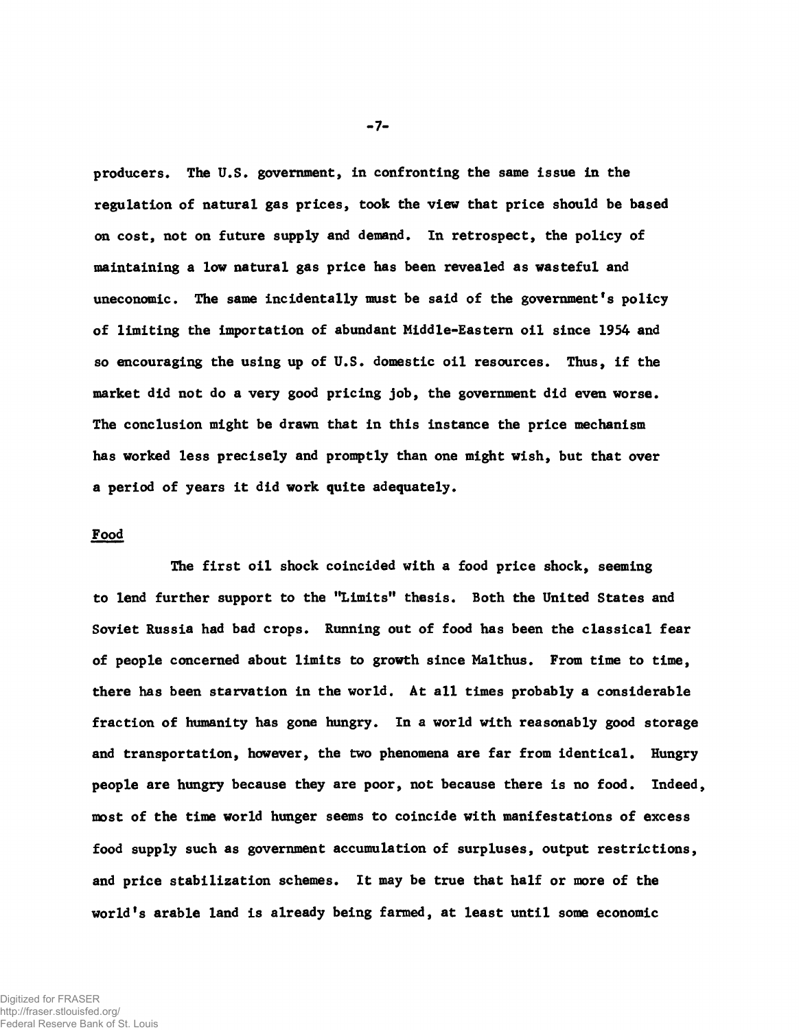producers. The U.S. government, in confronting the same issue in the regulation of natural gas prices, took the view that price should be based on cost, not on future supply and demand. In retrospect, the policy of maintaining a low natural gas price has been revealed as wasteful and uneconomic. The same incidentally must be said of the government's policy of limiting the importation of abundant Middle-Eastern oil since 1954 and so encouraging the using up of U.S. domestic oil resources. Thus, if the market did not do a very good pricing job, the government did even worse. The conclusion might be drawn that in this instance the price mechanism has worked less precisely and promptly than one might wish, but that over a period of years it did work quite adequately.

## Food

The first oil shock coincided with a food price shock, seeming to lend further support to the "Limits" thesis. Both the United States and Soviet Russia had bad crops. Running out of food has been the classical fear of people concerned about limits to growth since Malthus. From time to time, there has been starvation in the world. At all times probably a considerable fraction of humanity has gone hungry. In a world with reasonably good storage and transportation, however, the two phenomena are far from identical. Hungry people are hungry because they are poor, not because there is no food. Indeed, most of the time world hunger seems to coincide with manifestations of excess food supply such as government accumulation of surpluses, output restrictions, and price stabilization schemes. It may be true that half or more of the world's arable land is already being farmed, at least until some economic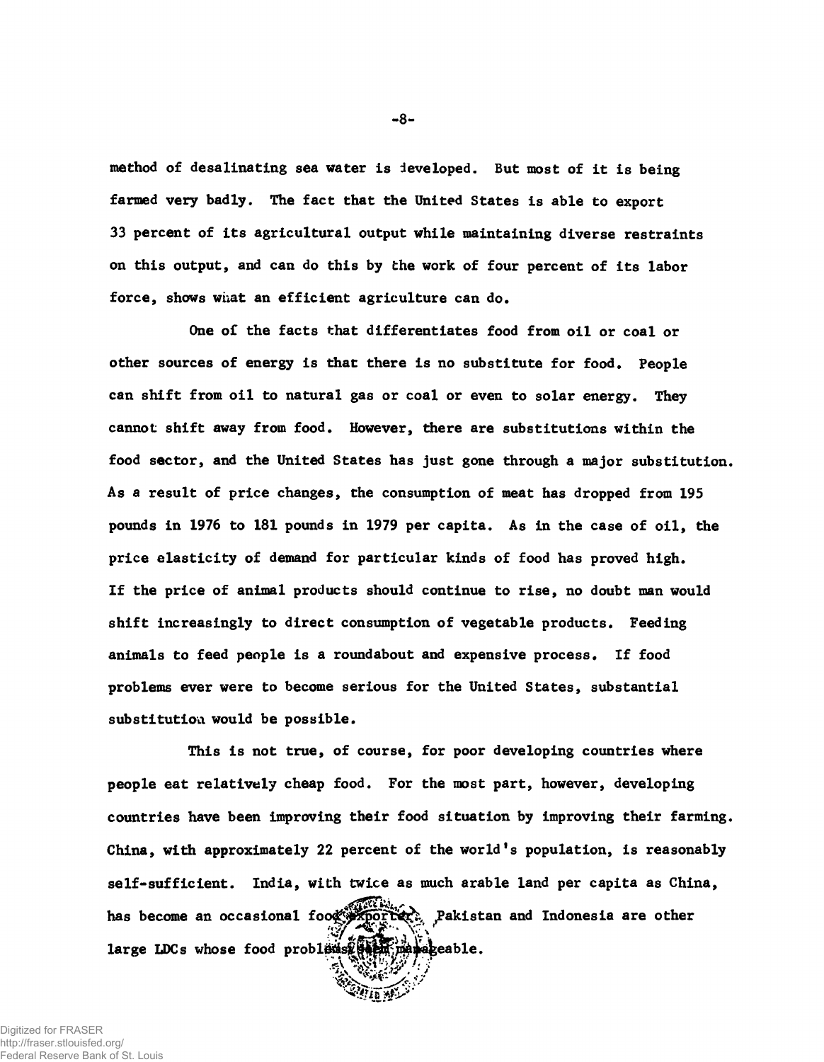method of desalinating sea water is developed. But most of it is being farmed very badly. The fact that the United States is able to export 33 percent of its agricultural output while maintaining diverse restraints on this output, and can do this by the work of four percent of its labor force, shows what an efficient agriculture can do.

One of the facts that differentiates food from oil or coal or other sources of energy is that there is no substitute for food. People can shift from oil to natural gas or coal or even to solar energy. They cannot shift away from food. However, there are substitutions within the food sector, and the United States has just gone through a major substitution. As a result of price changes, the consumption of meat has dropped from 195 pounds in 1976 to 181 pounds in 1979 per capita. As in the case of oil, the price elasticity of demand for particular kinds of food has proved high. If the price of animal products should continue to rise, no doubt man would shift increasingly to direct consumption of vegetable products. Feeding animals to feed people is a roundabout and expensive process. If food problems ever were to become serious for the United States, substantial substitution would be possible.

This is not true, of course, for poor developing countries where people eat relatively cheap food. For the most part, however, developing countries have been improving their food situation by improving their farming. China, with approximately 22 percent of the world's population, is reasonably self-sufficient. India, with twice as much arable land per capita as China, has become an occasional food exporter. Pakistan and Indonesia are other large LDCs whose food problems seem manageable.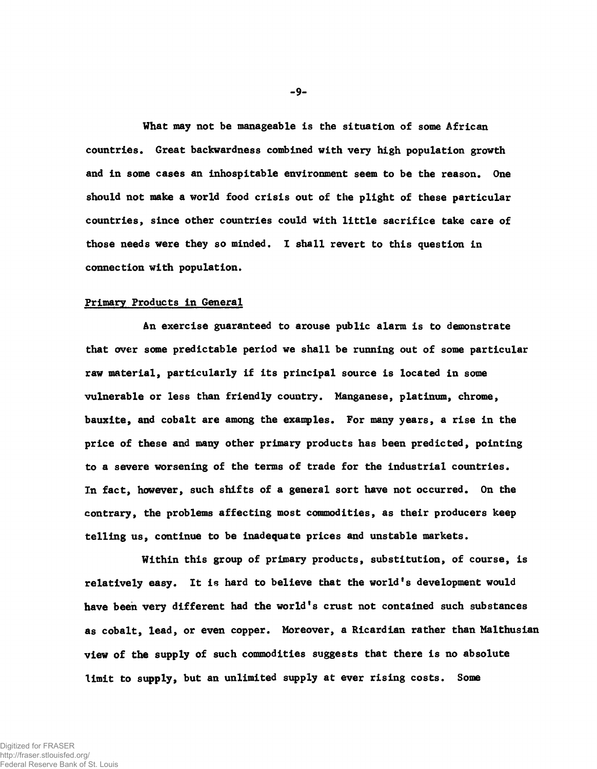What may not be manageable is the situation of some African countries. Great backwardness combined with very high population growth and in some cases an inhospitable environment seem to be the reason. One should not make a world food crisis out of the plight of these particular countries, since other countries could with little sacrifice take care of those needs were they so minded. I shall revert to this question in connection with population.

## Primary Products in General

An exercise guaranteed to arouse public alarm is to demonstrate that over some predictable period we shall be running out of some particular raw material, particularly if its principal source is located in some vulnerable or less than friendly country. Manganese, platinum, chrome, bauxite, and cobalt are among the examples. For many years, a rise in the price of these and many other primary products has been predicted, pointing to a severe worsening of the terms of trade for the industrial countries. In fact, however, such shifts of a general sort have not occurred. On the contrary, the problems affecting most commodities, as their producers keep telling us, continue to be inadequate prices and unstable markets.

Within this group of primary products, substitution, of course, is relatively easy. It is hard to believe that the world's development would have been very different had the world's crust not contained such substances as cobalt, lead, or even copper. Moreover, a Ricardian rather than Malthusian view of the supply of such commodities suggests that there is no absolute limit to supply, but an unlimited supply at ever rising costs. Some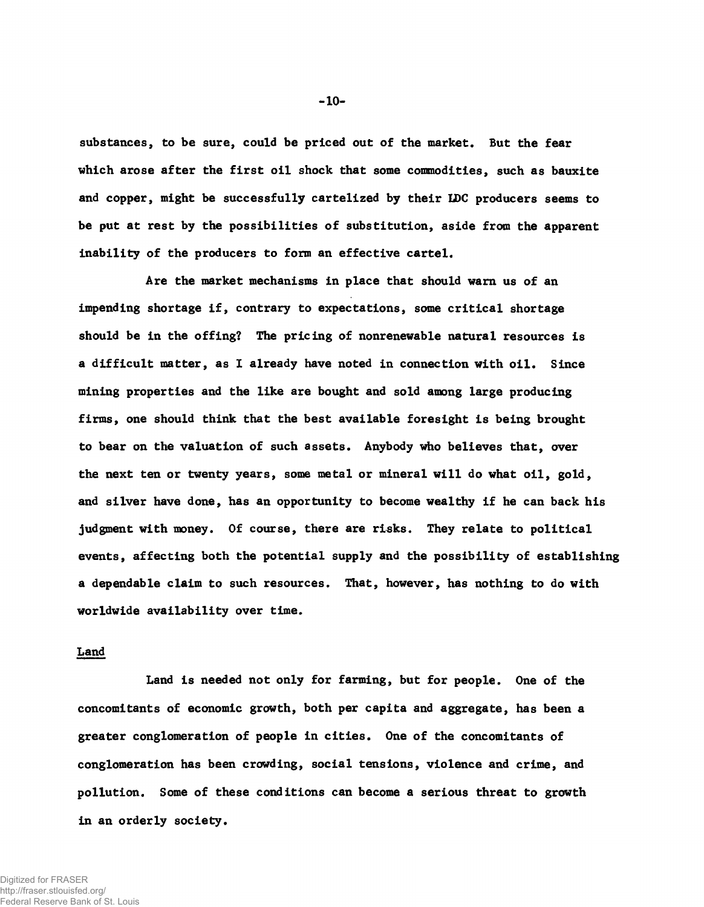substances, to be sure, could be priced out of the market. But the fear which arose after the first oil shock that some commodities, such as bauxite and copper, might be successfully cartelized by their LDC producers seems to be put at rest by the possibilities of substitution, aside from the apparent inability of the producers to form an effective cartel.

Are the market mechanisms in place that should warn us of an impending shortage if, contrary to expectations, some critical shortage should be in the offing? The pricing of nonrenewable natural resources is a difficult matter, as I already have noted in connection with oil. Since mining properties and the like are bought and sold among large producing firms, one should think that the best available foresight is being brought to bear on the valuation of such assets. Anybody who believes that, over the next ten or twenty years, some metal or mineral will do what oil, gold, and silver have done, has an opportunity to become wealthy if he can back his judgment with money. Of course, there are risks. They relate to political events, affecting both the potential supply and the possibility of establishing a dependable claim to such resources. That, however, has nothing to do with worldwide availability over time.

## Land

Land is needed not only for farming, but for people. One of the concomitants of economic growth, both per capita and aggregate, has been a greater conglomeration of people in cities. One of the concomitants of conglomeration has been crowding, social tensions, violence and crime, and pollution. Some of these conditions can become a serious threat to growth in an orderly society.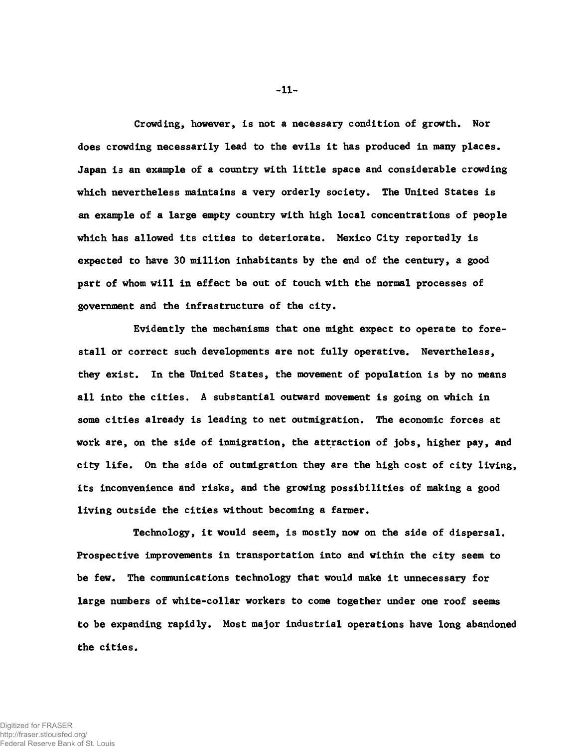Crowding, however, is not a necessary condition of growth. Nor does crowding necessarily lead to the evils it has produced in many places. Japan is an example of a country with little space and considerable crowding which nevertheless maintains a very orderly society. The United States is an example of a large empty country with high local concentrations of people which has allowed its cities to deteriorate. Mexico City reportedly is expected to have 30 million inhabitants by the end of the century, a good part of whom will in effect be out of touch with the normal processes of government and the infrastructure of the city.

Evidently the mechanisms that one might expect to operate to forestall or correct such developments are not fully operative. Nevertheless, they exist. In the United States, the movement of population is by no means all into the cities. A substantial outward movement is going on which in some cities already is leading to net outmigration. The economic forces at work are, on the side of inmigration, the attraction of jobs, higher pay, and city life. On the side of outmigration they are the high cost of city living, its inconvenience and risks, and the growing possibilities of making a good living outside the cities without becoming a farmer.

Technology, it would seem, is mostly now on the side of dispersal. Prospective improvements in transportation into and within the city seem to be few. The communications technology that would make it unnecessary for large numbers of white-collar workers to come together under one roof seems to be expanding rapidly. Most major industrial operations have long abandoned the cities.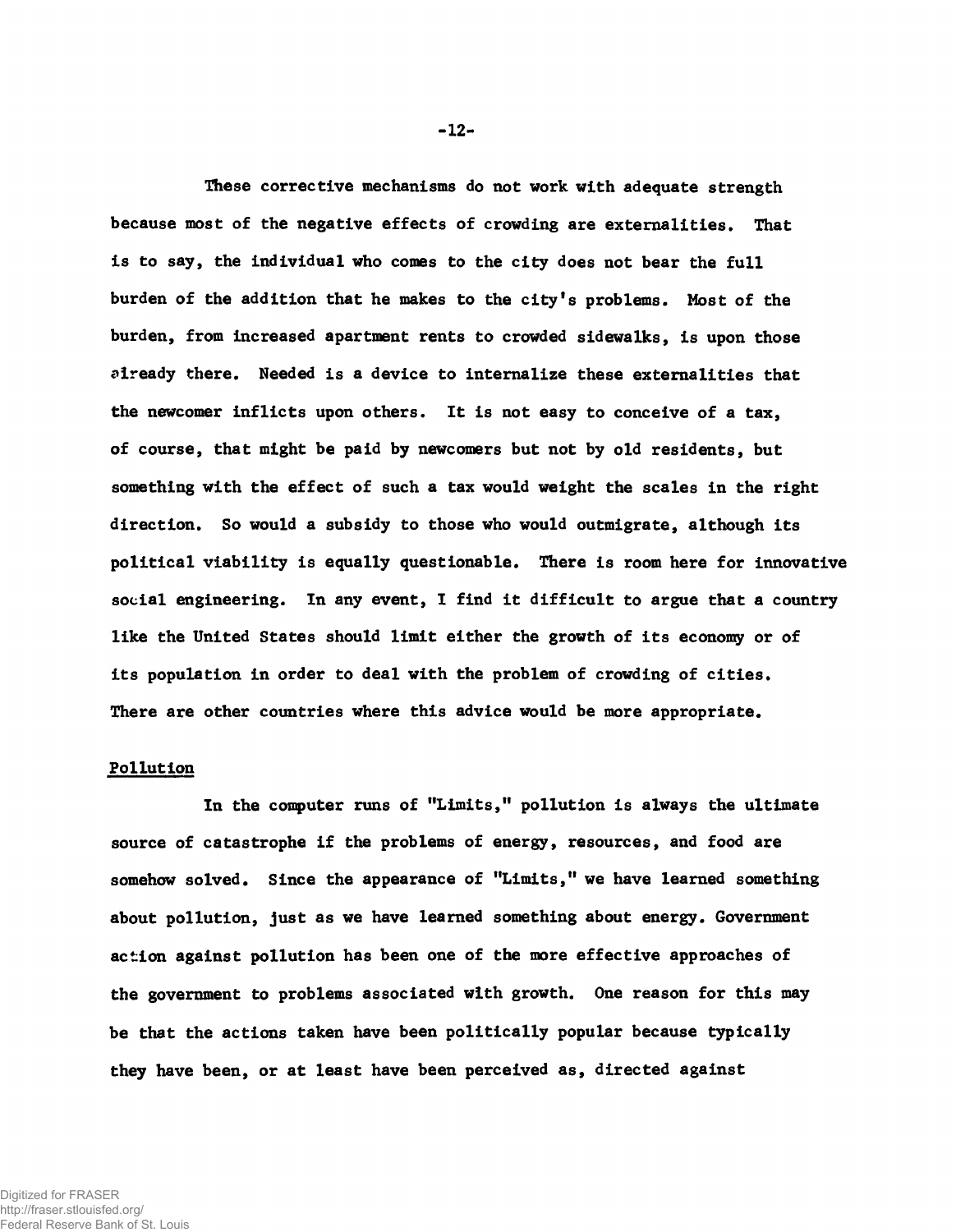These corrective mechanisms do not work with adequate strength because most of the negative effects of crowding are externalities. That is to say, the individual who comes to the city does not bear the full burden of the addition that he makes to the city's problems. Most of the burden, from increased apartment rents to crowded sidewalks, is upon those already there. Needed is a device to internalize these externalities that the newcomer inflicts upon others. It is not easy to conceive of a tax, of course, that might be paid by newcomers but not by old residents, but something with the effect of such a tax would weight the scales in the right direction. So would a subsidy to those who would outmigrate, although its political viability is equally questionable. There is room here for innovative social engineering. In any event, I find it difficult to argue that a country like the United States should limit either the growth of its economy or of its population in order to deal with the problem of crowding of cities. There are other countries where this advice would be more appropriate.

## Pollution

In the computer runs of "Limits," pollution is always the ultimate source of catastrophe if the problems of energy, resources, and food are somehow solved. Since the appearance of "Limits," we have learned something about pollution, just as we have learned something about energy. Government action against pollution has been one of the more effective approaches of the government to problems associated with growth. One reason for this may be that the actions taken have been politically popular because typically they have been, or at least have been perceived as, directed against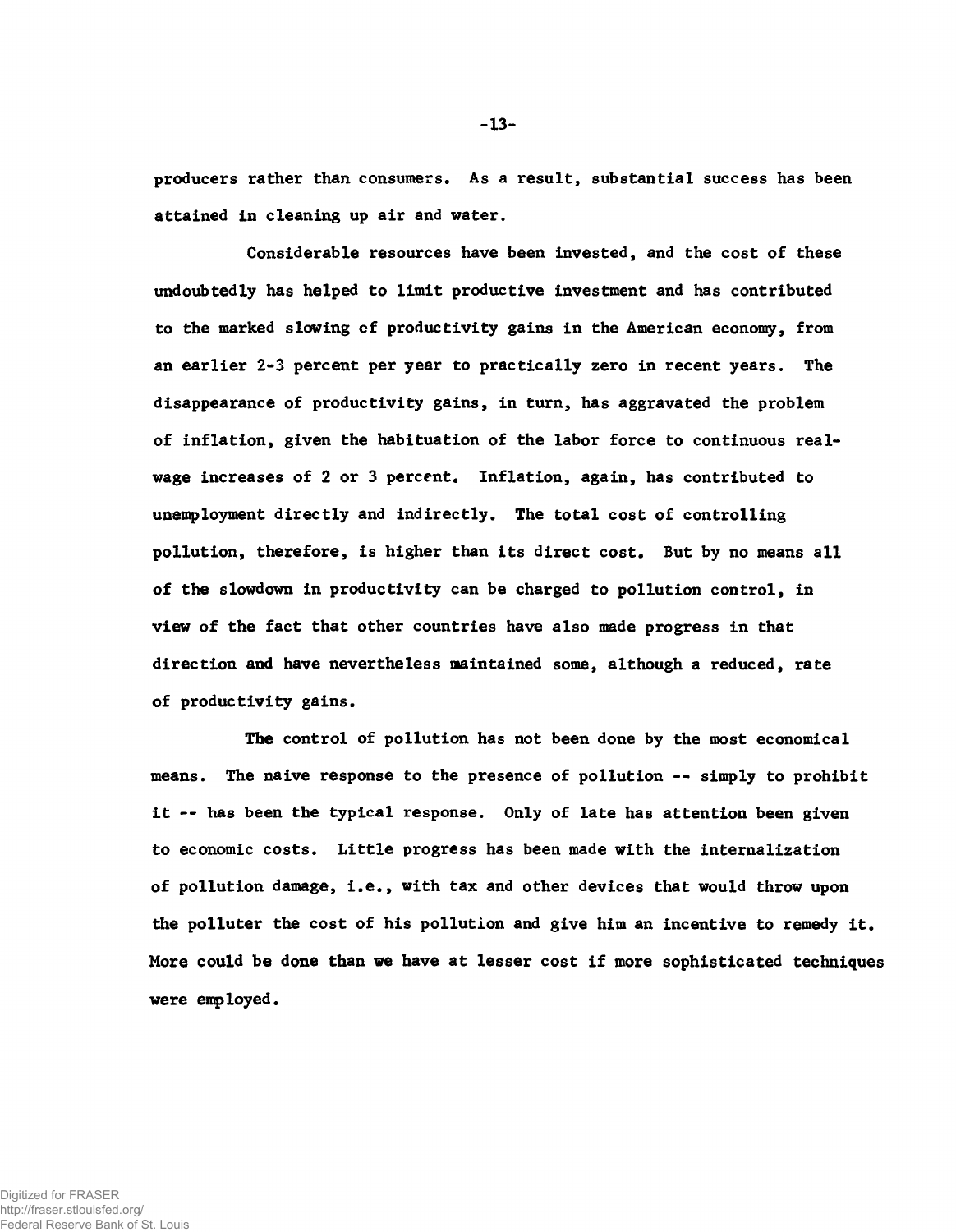producers rather than consumers. As a result, substantial success has been attained in cleaning up air and water.

Considerable resources have been invested, and the cost of these undoubtedly has helped to limit productive investment and has contributed to the marked slowing of productivity gains in the American economy, from an earlier 2-3 percent per year to practically zero in recent years. The disappearance of productivity gains, in turn, has aggravated the problem of inflation, given the habituation of the labor force to continuous real-wage increases of 2 or 3 percent. Inflation, again, has contributed to unemployment directly and indirectly. The total cost of controlling pollution, therefore, is higher than its direct cost. But by no means all of the slowdown in productivity can be charged to pollution control, in view of the fact that other countries have also made progress in that direction and have nevertheless maintained some, although a reduced, rate of productivity gains.

The control of pollution has not been done by the most economical means. The naive response to the presence of pollution -- simply to prohibit it -- has been the typical response. Only of late has attention been given to economic costs. Little progress has been made with the internalization of pollution damage, i.e., with tax and other devices that would throw upon the polluter the cost of his pollution and give him an incentive to remedy it. More could be done than we have at lesser cost if more sophisticated techniques were employed.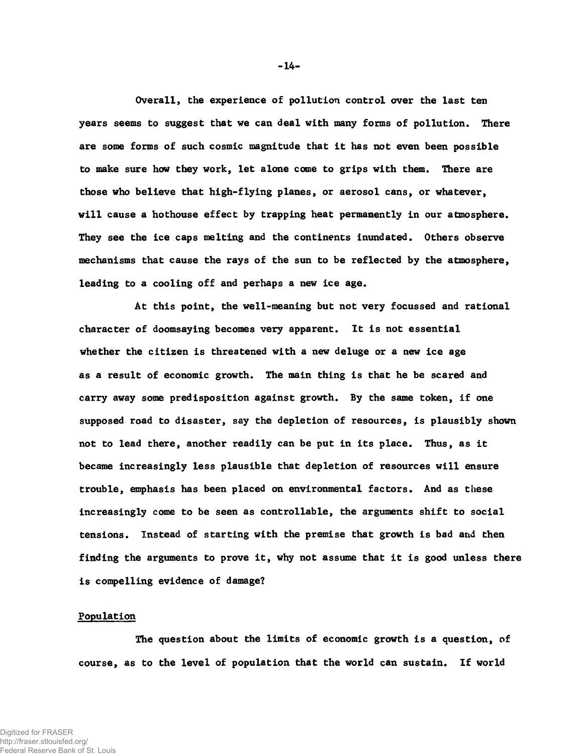Overall, the experience of pollution control over the last ten years seems to suggest that we can deal with many forms of pollution. There are some forms of such cosmic magnitude that it has not even been possible to make sure how they work, let alone come to grips with them. There are those who believe that high-flying planes, or aerosol cans, or whatever, will cause a hothouse effect by trapping heat permanently in our atmosphere. They see the ice caps melting and the continents inundated. Others observe mechanisms that cause the rays of the sun to be reflected by the atmosphere, leading to a cooling off and perhaps a new ice age.

At this point, the well-meaning but not very focussed and rational character of doomsaying becomes very apparent. It is not essential whether the citizen is threatened with a new deluge or a new ice age as a result of economic growth. The main thing is that he be scared and carry away some predisposition against growth. By the same token, if one supposed road to disaster, say the depletion of resources, is plausibly shown not to lead there, another readily can be put in its place. Thus, as it became increasingly less plausible that depletion of resources will ensure trouble, emphasis has been placed on environmental factors. And as these increasingly come to be seen as controllable, the arguments shift to social tensions. Instead of starting with the premise that growth is bad and then finding the arguments to prove it, why not assume that it is good unless there is compelling evidence of damage?

## Population

The question about the limits of economic growth is a question, of course, as to the level of population that the world can sustain. If world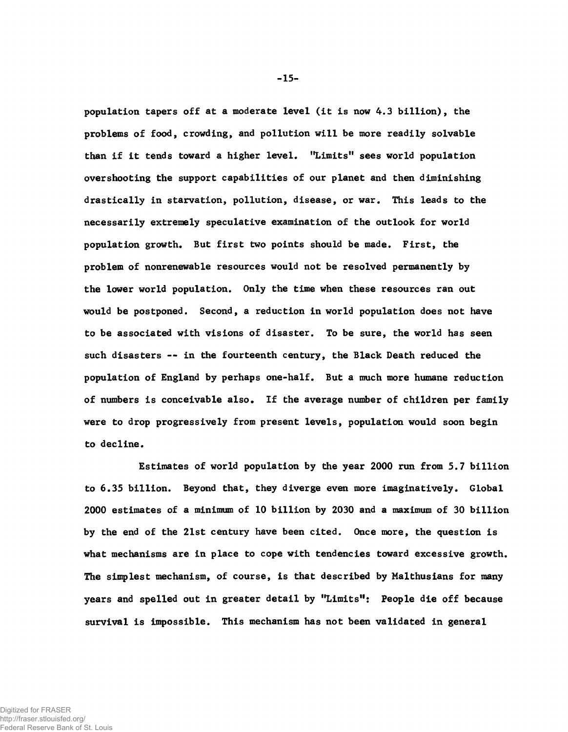population tapers off at a moderate level (it is now 4.3 billion), the problems of food, crowding, and pollution will be more readily solvable than if it tends toward a higher level. "Limits" sees world population overshooting the support capabilities of our planet and then diminishing drastically in starvation, pollution, disease, or war. This leads to the necessarily extremely speculative examination of the outlook for world population growth. But first two points should be made. First, the problem of nonrenewable resources would not be resolved permanently by the lower world population. Only the time when these resources ran out would be postponed. Second, a reduction in world population does not have to be associated with visions of disaster. To be sure, the world has seen such disasters -- in the fourteenth century, the Black Death reduced the population of England by perhaps one-half. But a much more humane reduction of numbers is conceivable also. If the average number of children per family were to drop progressively from present levels, population would soon begin to decline.

Estimates of world population by the year 2000 run from 5.7 billion to 6.35 billion. Beyond that, they diverge even more imaginatively. Global 2000 estimates of a minimum of 10 billion by 2030 and a maximum of 30 billion by the end of the 21st century have been cited. Once more, the question is what mechanisms are in place to cope with tendencies toward excessive growth. The simplest mechanism, of course, is that described by Malthusians for many years and spelled out in greater detail by "Limits": People die off because survival is impossible. This mechanism has not been validated in general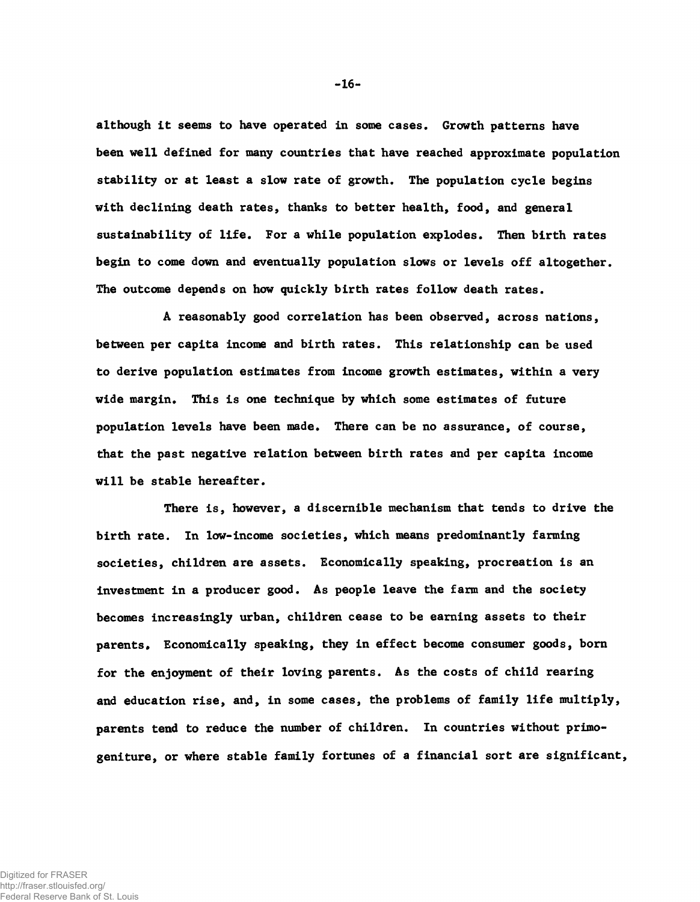although it seems to have operated in some cases. Growth patterns have been well defined for many countries that have reached approximate population stability or at least a slow rate of growth. The population cycle begins with declining death rates, thanks to better health, food, and general sustainability of life. For a while population explodes. Then birth rates begin to come down and eventually population slows or levels off altogether. The outcome depends on how quickly birth rates follow death rates.

A reasonably good correlation has been observed, across nations, between per capita income and birth rates. This relationship can be used to derive population estimates from income growth estimates, within a very wide margin. This is one technique by which some estimates of future population levels have been made. There can be no assurance, of course, that the past negative relation between birth rates and per capita income will be stable hereafter.

There is, however, a discernible mechanism that tends to drive the birth rate. In low-income societies, which means predominantly farming societies, children are assets. Economically speaking, procreation is an investment in a producer good. As people leave the farm and the society becomes increasingly urban, children cease to be earning assets to their parents. Economically speaking, they in effect become consumer goods, born for the enjoyment of their loving parents. As the costs of child rearing and education rise, and, in some cases, the problems of family life multiply, parents tend to reduce the number of children. In countries without primogeniture, or where stable family fortunes of a financial sort are significant,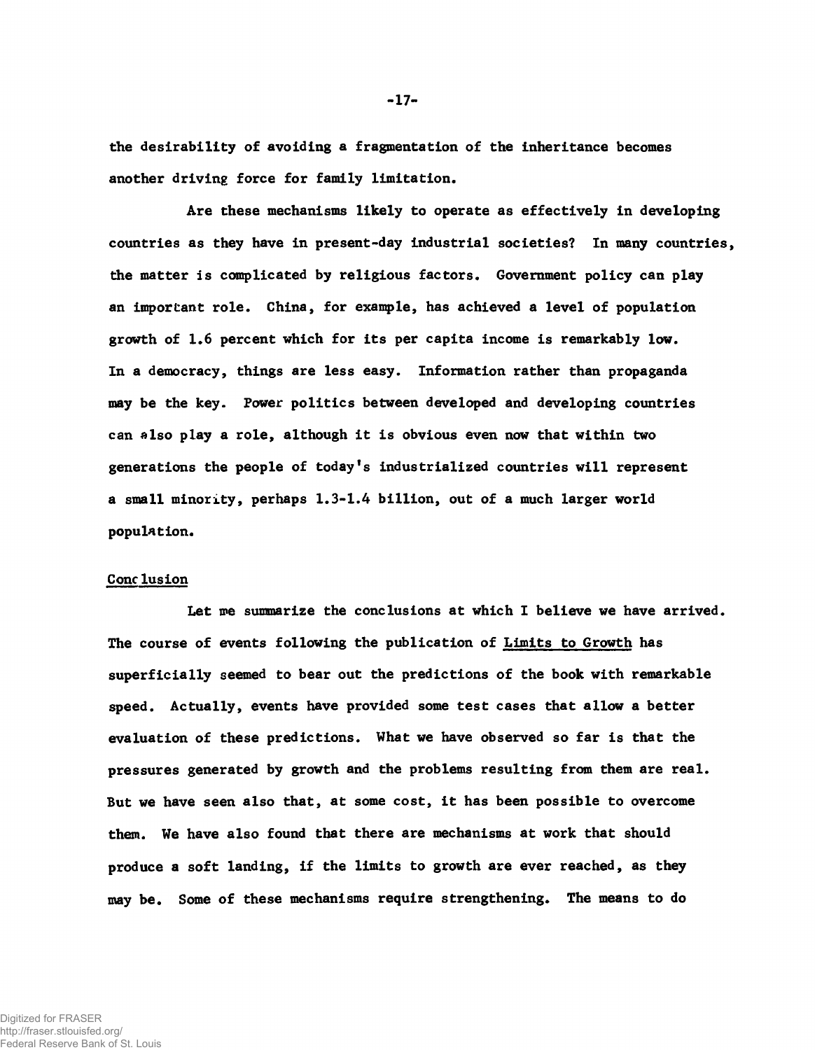the desirability of avoiding a fragmentation of the inheritance becomes another driving force for family limitation.

Are these mechanisms likely to operate as effectively in developing countries as they have in present-day industrial societies? In many countries, the matter is complicated by religious factors. Government policy can play an important role. China, for example, has achieved a level of population growth of 1.6 percent which for its per capita income is remarkably low. In a democracy, things are less easy. Information rather than propaganda may be the key. Power politics between developed and developing countries can also play a role, although it is obvious even now that within two generations the people of today's industrialized countries will represent a small minority, perhaps 1.3-1.4 billion, out of a much larger world population.

## Conclusion

Let me summarize the conclusions at which I believe we have arrived. The course of events following the publication of Limits to Growth has superficially seemed to bear out the predictions of the book with remarkable speed. Actually, events have provided some test cases that allow a better evaluation of these predictions. What we have observed so far is that the pressures generated by growth and the problems resulting from them are real. But we have seen also that, at some cost, it has been possible to overcome them. We have also found that there are mechanisms at work that should produce a soft landing, if the limits to growth are ever reached, as they may be. Some of these mechanisms require strengthening. The means to do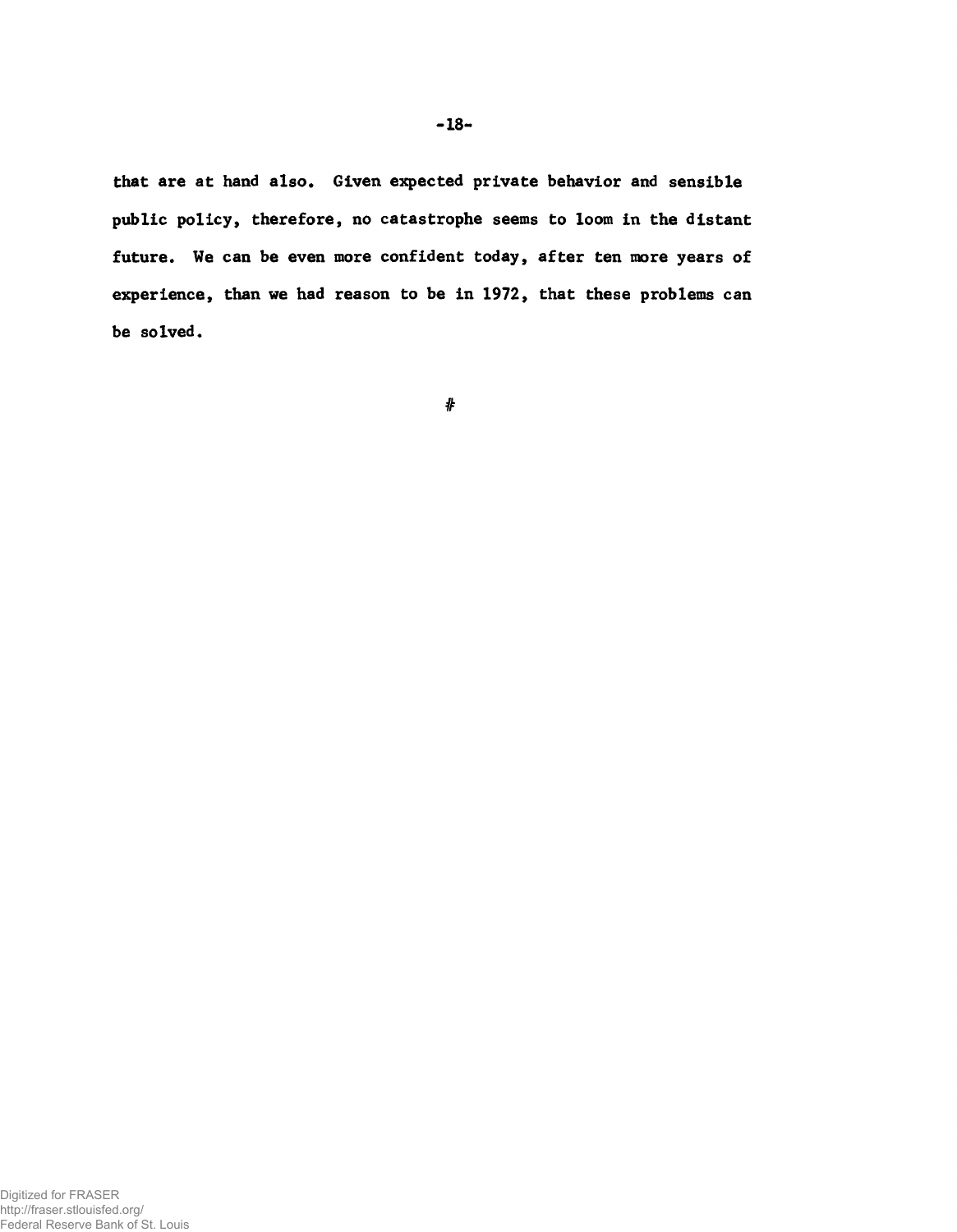that are at hand also. Given expected private behavior and sensible public policy, therefore, no catastrophe seems to loom in the distant future. We can be even more confident today, after ten more years of experience, than we had reason to be in 1972, that these problems can be solved.

#